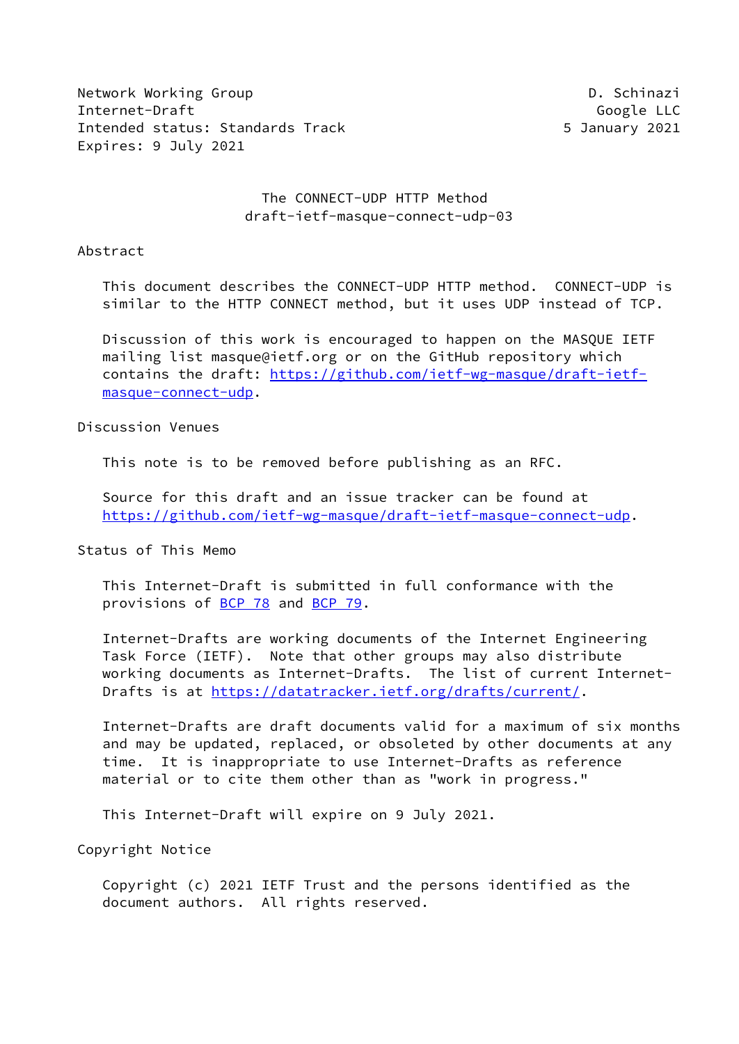Network Working Group D. Schinazi
Internet-Draft Google LLC
Intended status: Standards Track 5 January 2021
Expires: 9 July 2021

# The CONNECT-UDP HTTP Method
draft-ietf-masque-connect-udp-03

## Abstract

This document describes the CONNECT-UDP HTTP method. CONNECT-UDP is similar to the HTTP CONNECT method, but it uses UDP instead of TCP.

Discussion of this work is encouraged to happen on the MASQUE IETF mailing list masque@ietf.org or on the GitHub repository which contains the draft: https://github.com/ietf-wg-masque/draft-ietf-masque-connect-udp.

## Discussion Venues

This note is to be removed before publishing as an RFC.

Source for this draft and an issue tracker can be found at https://github.com/ietf-wg-masque/draft-ietf-masque-connect-udp.

## Status of This Memo

This Internet-Draft is submitted in full conformance with the provisions of BCP 78 and BCP 79.

Internet-Drafts are working documents of the Internet Engineering Task Force (IETF). Note that other groups may also distribute working documents as Internet-Drafts. The list of current Internet-Drafts is at https://datatracker.ietf.org/drafts/current/.

Internet-Drafts are draft documents valid for a maximum of six months and may be updated, replaced, or obsoleted by other documents at any time. It is inappropriate to use Internet-Drafts as reference material or to cite them other than as "work in progress."

This Internet-Draft will expire on 9 July 2021.

## Copyright Notice

Copyright (c) 2021 IETF Trust and the persons identified as the document authors. All rights reserved.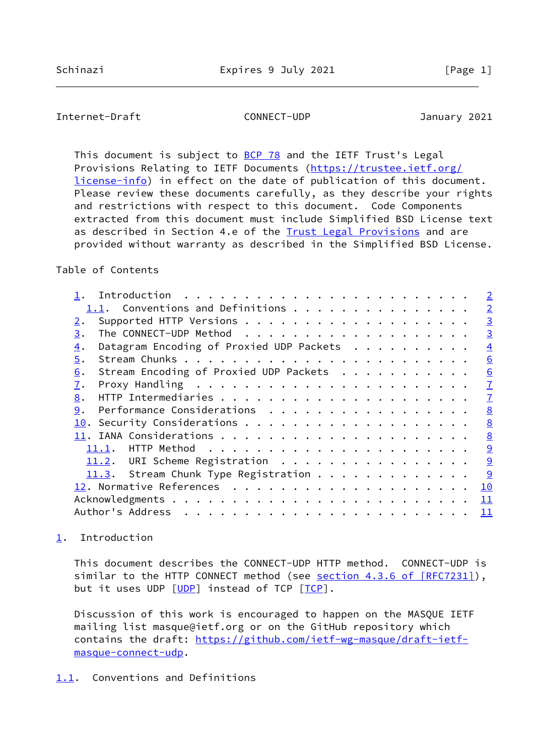This document is subject to BCP 78 and the IETF Trust's Legal Provisions Relating to IETF Documents (https://trustee.ietf.org/license-info) in effect on the date of publication of this document. Please review these documents carefully, as they describe your rights and restrictions with respect to this document. Code Components extracted from this document must include Simplified BSD License text as described in Section 4.e of the Trust Legal Provisions and are provided without warranty as described in the Simplified BSD License.

Table of Contents

- 1. Introduction . . . . . . . . . . . . . . . . . . . . . . . . 2
  - 1.1. Conventions and Definitions . . . . . . . . . . . . . . . 2
- 2. Supported HTTP Versions . . . . . . . . . . . . . . . . . . . 3
- 3. The CONNECT-UDP Method . . . . . . . . . . . . . . . . . . . 3
- 4. Datagram Encoding of Proxied UDP Packets . . . . . . . . . . 4
- 5. Stream Chunks . . . . . . . . . . . . . . . . . . . . . . . . 6
- 6. Stream Encoding of Proxied UDP Packets . . . . . . . . . . . 6
- 7. Proxy Handling . . . . . . . . . . . . . . . . . . . . . . . 7
- 8. HTTP Intermediaries . . . . . . . . . . . . . . . . . . . . . 7
- 9. Performance Considerations . . . . . . . . . . . . . . . . . 8
- 10. Security Considerations . . . . . . . . . . . . . . . . . . . 8
- 11. IANA Considerations . . . . . . . . . . . . . . . . . . . . . 8
  - 11.1. HTTP Method . . . . . . . . . . . . . . . . . . . . . . . 9
  - 11.2. URI Scheme Registration . . . . . . . . . . . . . . . . . 9
  - 11.3. Stream Chunk Type Registration . . . . . . . . . . . . . 9
- 12. Normative References . . . . . . . . . . . . . . . . . . . . 10
- Acknowledgments . . . . . . . . . . . . . . . . . . . . . . . . 11
- Author's Address . . . . . . . . . . . . . . . . . . . . . . . . 11

## 1. Introduction

This document describes the CONNECT-UDP HTTP method. CONNECT-UDP is similar to the HTTP CONNECT method (see section 4.3.6 of [RFC7231]), but it uses UDP [UDP] instead of TCP [TCP].

Discussion of this work is encouraged to happen on the MASQUE IETF mailing list masque@ietf.org or on the GitHub repository which contains the draft: https://github.com/ietf-wg-masque/draft-ietf-masque-connect-udp.

### 1.1. Conventions and Definitions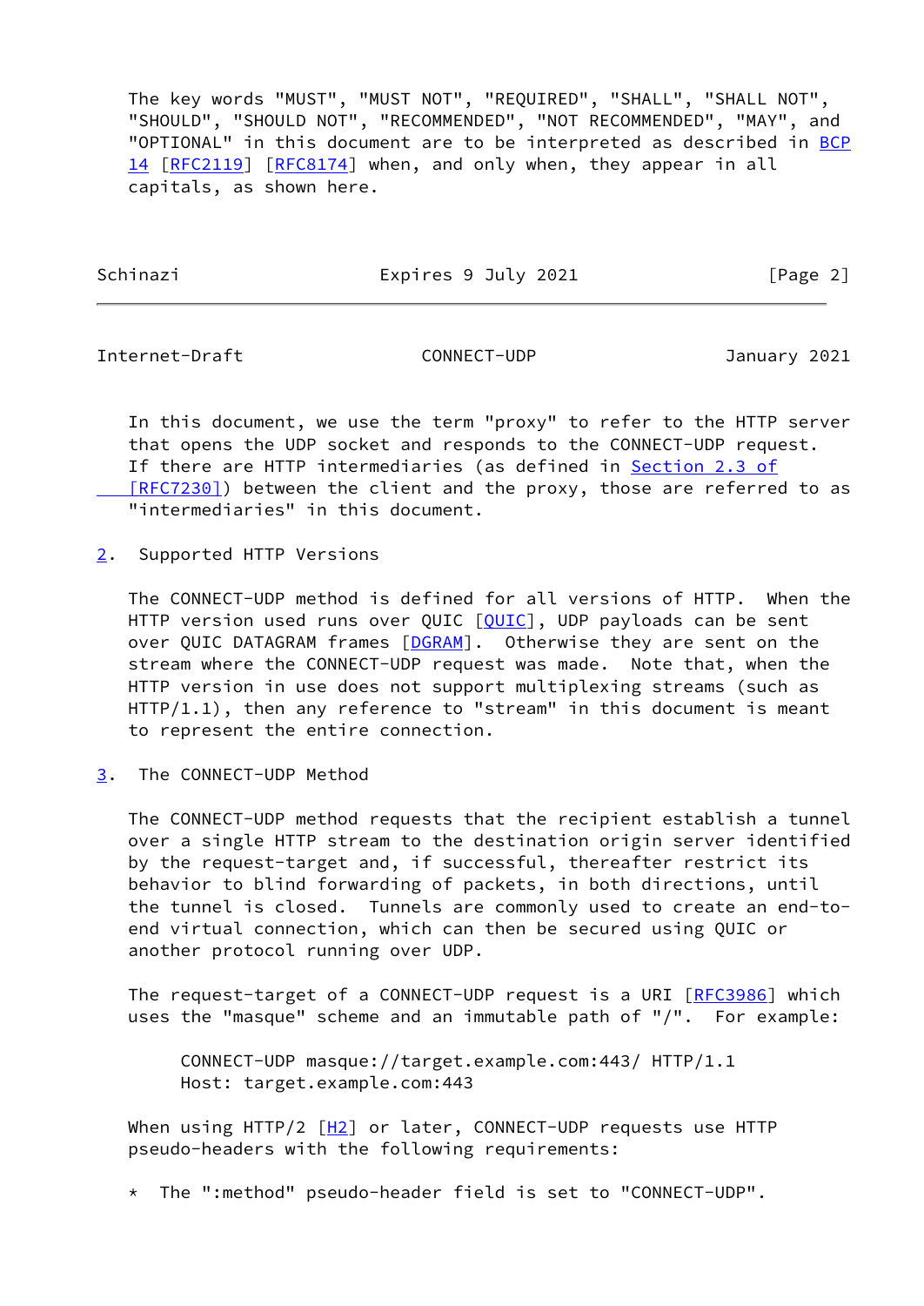The key words "MUST", "MUST NOT", "REQUIRED", "SHALL", "SHALL NOT", "SHOULD", "SHOULD NOT", "RECOMMENDED", "NOT RECOMMENDED", "MAY", and "OPTIONAL" in this document are to be interpreted as described in BCP 14 [RFC2119] [RFC8174] when, and only when, they appear in all capitals, as shown here.

In this document, we use the term "proxy" to refer to the HTTP server that opens the UDP socket and responds to the CONNECT-UDP request. If there are HTTP intermediaries (as defined in Section 2.3 of [RFC7230]) between the client and the proxy, those are referred to as "intermediaries" in this document.

## 2. Supported HTTP Versions

The CONNECT-UDP method is defined for all versions of HTTP. When the HTTP version used runs over QUIC [QUIC], UDP payloads can be sent over QUIC DATAGRAM frames [DGRAM]. Otherwise they are sent on the stream where the CONNECT-UDP request was made. Note that, when the HTTP version in use does not support multiplexing streams (such as HTTP/1.1), then any reference to "stream" in this document is meant to represent the entire connection.

## 3. The CONNECT-UDP Method

The CONNECT-UDP method requests that the recipient establish a tunnel over a single HTTP stream to the destination origin server identified by the request-target and, if successful, thereafter restrict its behavior to blind forwarding of packets, in both directions, until the tunnel is closed. Tunnels are commonly used to create an end-to-end virtual connection, which can then be secured using QUIC or another protocol running over UDP.

The request-target of a CONNECT-UDP request is a URI [RFC3986] which uses the "masque" scheme and an immutable path of "/". For example:

```
CONNECT-UDP masque://target.example.com:443/ HTTP/1.1
Host: target.example.com:443
```

When using HTTP/2 [H2] or later, CONNECT-UDP requests use HTTP pseudo-headers with the following requirements:

* The ":method" pseudo-header field is set to "CONNECT-UDP".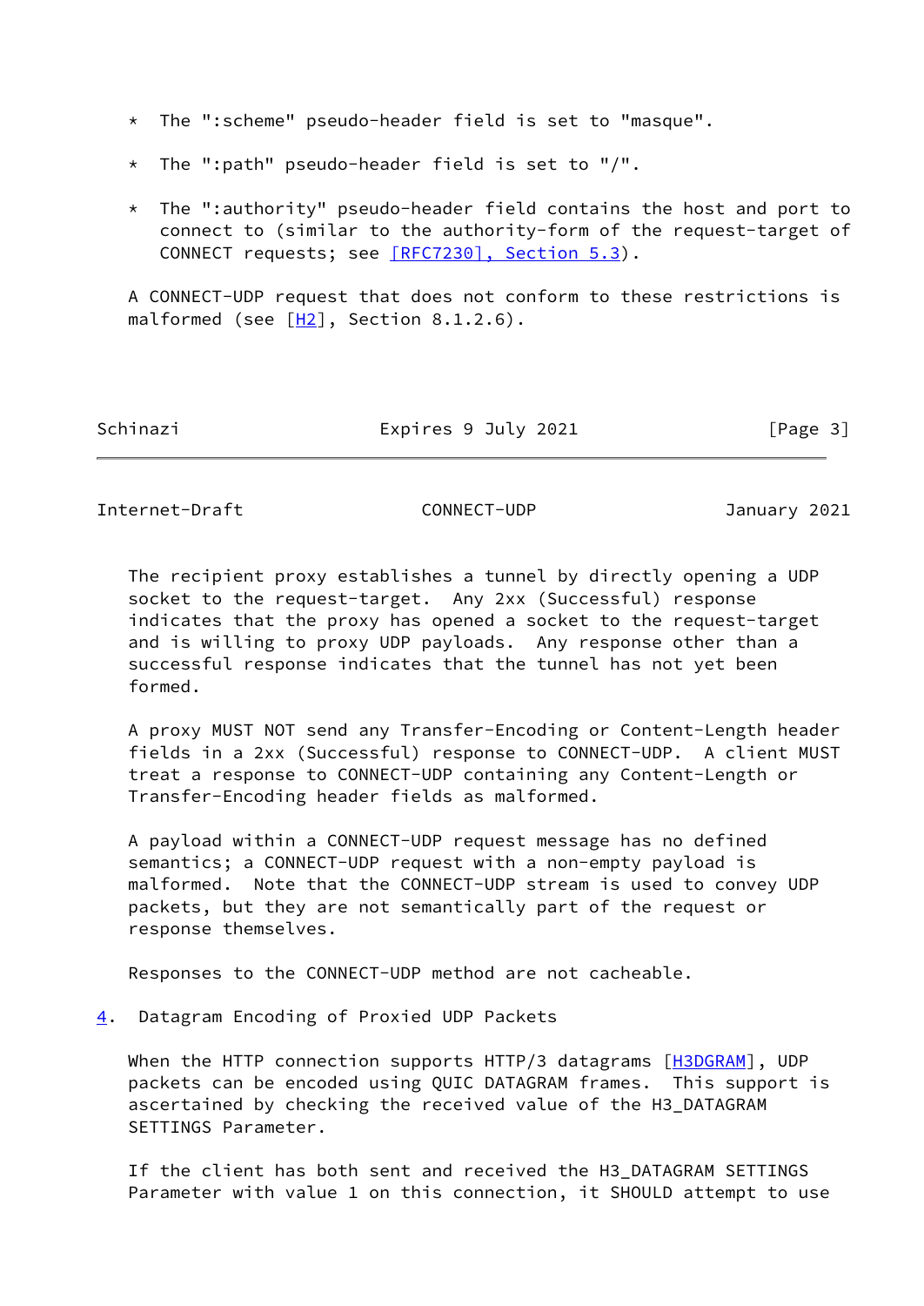* The ":scheme" pseudo-header field is set to "masque".

* The ":path" pseudo-header field is set to "/".

* The ":authority" pseudo-header field contains the host and port to connect to (similar to the authority-form of the request-target of CONNECT requests; see [RFC7230], Section 5.3).

A CONNECT-UDP request that does not conform to these restrictions is malformed (see [H2], Section 8.1.2.6).

The recipient proxy establishes a tunnel by directly opening a UDP socket to the request-target. Any 2xx (Successful) response indicates that the proxy has opened a socket to the request-target and is willing to proxy UDP payloads. Any response other than a successful response indicates that the tunnel has not yet been formed.

A proxy MUST NOT send any Transfer-Encoding or Content-Length header fields in a 2xx (Successful) response to CONNECT-UDP. A client MUST treat a response to CONNECT-UDP containing any Content-Length or Transfer-Encoding header fields as malformed.

A payload within a CONNECT-UDP request message has no defined semantics; a CONNECT-UDP request with a non-empty payload is malformed. Note that the CONNECT-UDP stream is used to convey UDP packets, but they are not semantically part of the request or response themselves.

Responses to the CONNECT-UDP method are not cacheable.

## 4. Datagram Encoding of Proxied UDP Packets

When the HTTP connection supports HTTP/3 datagrams [H3DGRAM], UDP packets can be encoded using QUIC DATAGRAM frames. This support is ascertained by checking the received value of the H3_DATAGRAM SETTINGS Parameter.

If the client has both sent and received the H3_DATAGRAM SETTINGS Parameter with value 1 on this connection, it SHOULD attempt to use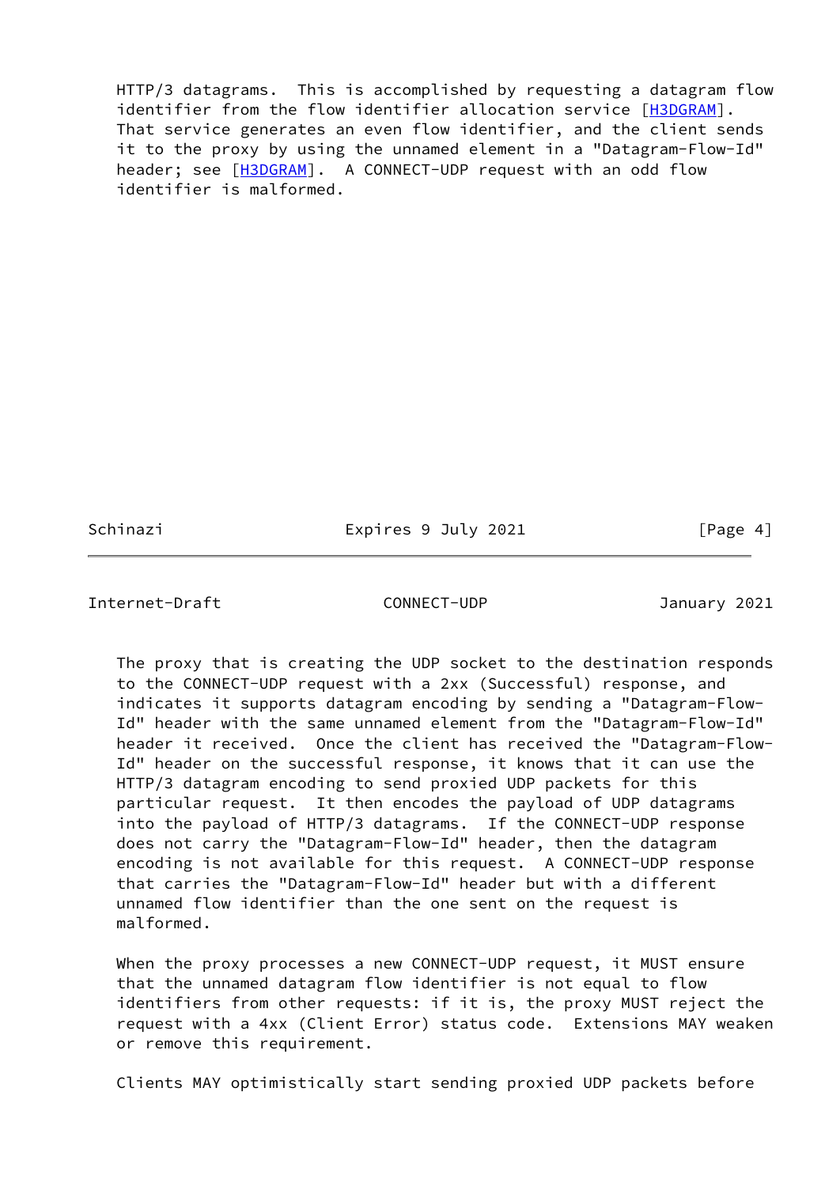HTTP/3 datagrams. This is accomplished by requesting a datagram flow identifier from the flow identifier allocation service [H3DGRAM]. That service generates an even flow identifier, and the client sends it to the proxy by using the unnamed element in a "Datagram-Flow-Id" header; see [H3DGRAM]. A CONNECT-UDP request with an odd flow identifier is malformed.

The proxy that is creating the UDP socket to the destination responds to the CONNECT-UDP request with a 2xx (Successful) response, and indicates it supports datagram encoding by sending a "Datagram-Flow-Id" header with the same unnamed element from the "Datagram-Flow-Id" header it received. Once the client has received the "Datagram-Flow-Id" header on the successful response, it knows that it can use the HTTP/3 datagram encoding to send proxied UDP packets for this particular request. It then encodes the payload of UDP datagrams into the payload of HTTP/3 datagrams. If the CONNECT-UDP response does not carry the "Datagram-Flow-Id" header, then the datagram encoding is not available for this request. A CONNECT-UDP response that carries the "Datagram-Flow-Id" header but with a different unnamed flow identifier than the one sent on the request is malformed.

When the proxy processes a new CONNECT-UDP request, it MUST ensure that the unnamed datagram flow identifier is not equal to flow identifiers from other requests: if it is, the proxy MUST reject the request with a 4xx (Client Error) status code. Extensions MAY weaken or remove this requirement.

Clients MAY optimistically start sending proxied UDP packets before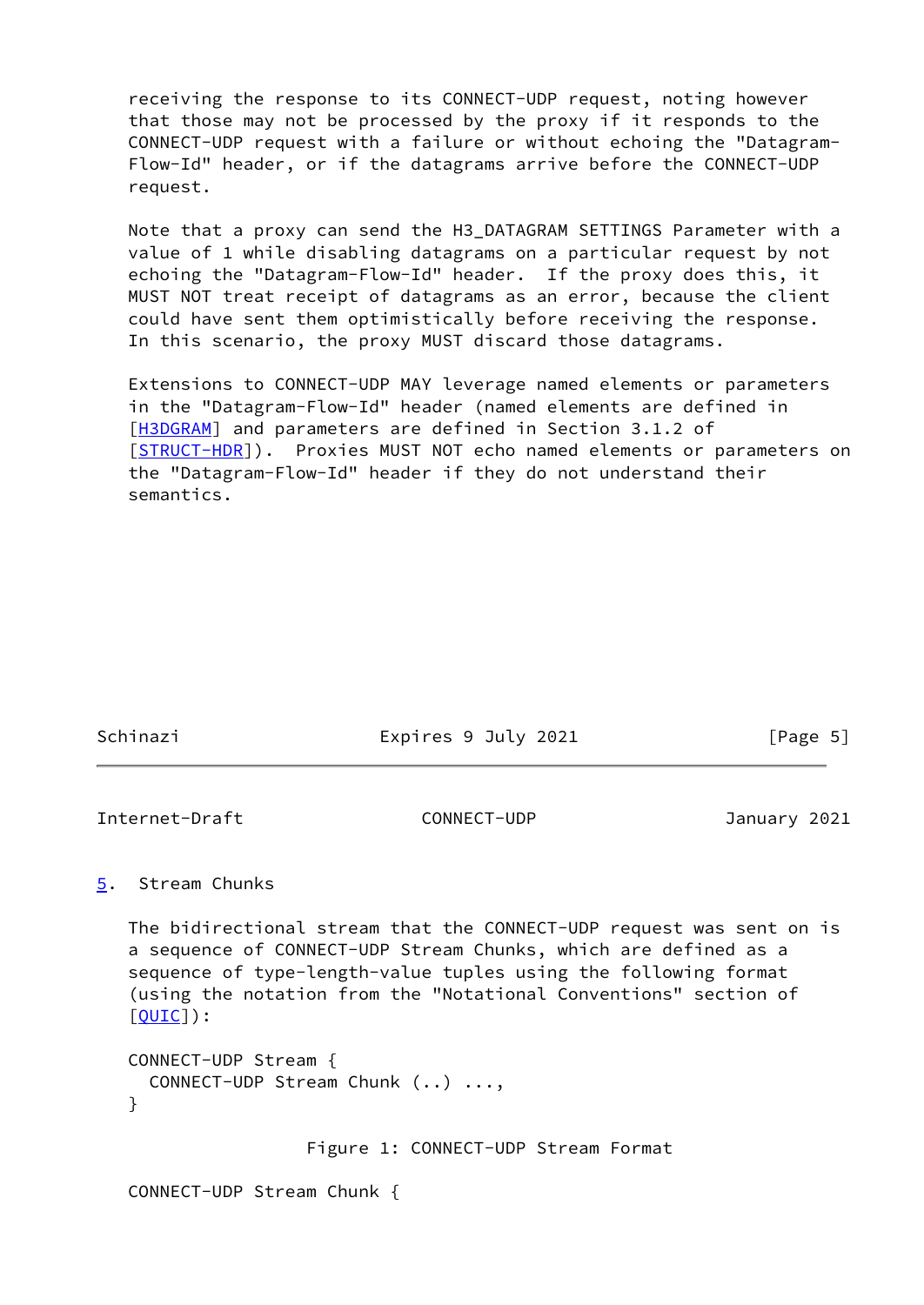receiving the response to its CONNECT-UDP request, noting however that those may not be processed by the proxy if it responds to the CONNECT-UDP request with a failure or without echoing the "Datagram-Flow-Id" header, or if the datagrams arrive before the CONNECT-UDP request.

Note that a proxy can send the H3_DATAGRAM SETTINGS Parameter with a value of 1 while disabling datagrams on a particular request by not echoing the "Datagram-Flow-Id" header. If the proxy does this, it MUST NOT treat receipt of datagrams as an error, because the client could have sent them optimistically before receiving the response. In this scenario, the proxy MUST discard those datagrams.

Extensions to CONNECT-UDP MAY leverage named elements or parameters in the "Datagram-Flow-Id" header (named elements are defined in [H3DGRAM] and parameters are defined in Section 3.1.2 of [STRUCT-HDR]). Proxies MUST NOT echo named elements or parameters on the "Datagram-Flow-Id" header if they do not understand their semantics.

## 5. Stream Chunks

The bidirectional stream that the CONNECT-UDP request was sent on is a sequence of CONNECT-UDP Stream Chunks, which are defined as a sequence of type-length-value tuples using the following format (using the notation from the "Notational Conventions" section of [QUIC]):

```
CONNECT-UDP Stream {
  CONNECT-UDP Stream Chunk (..) ...,
}
```

Figure 1: CONNECT-UDP Stream Format

```
CONNECT-UDP Stream Chunk {
```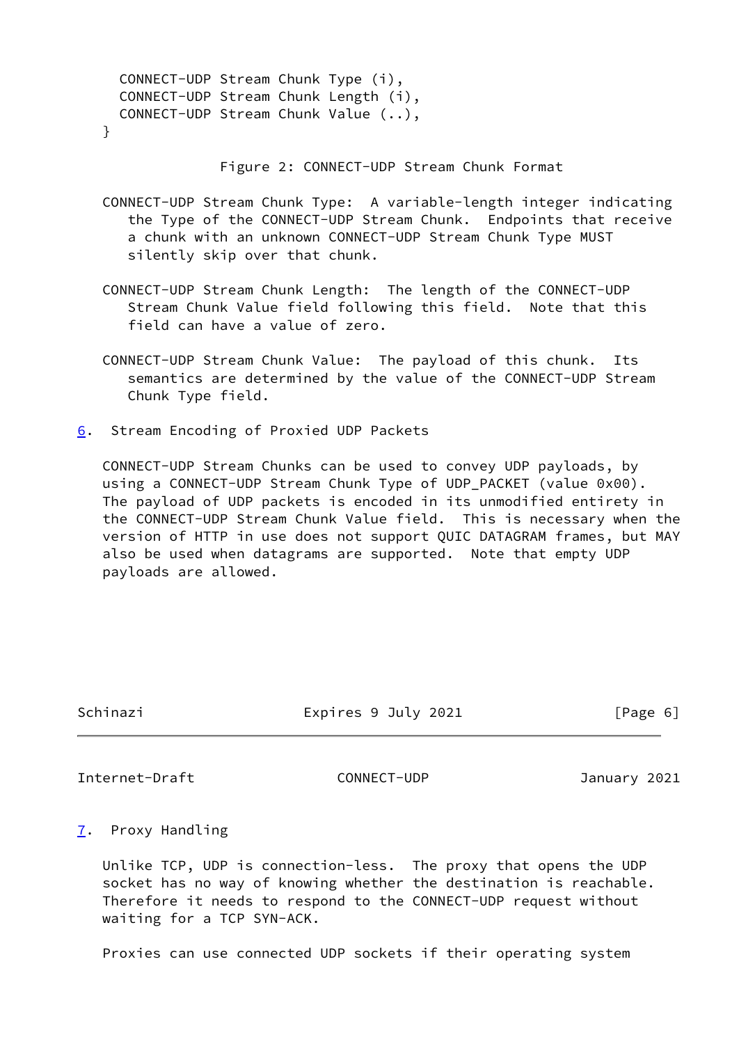```
     CONNECT-UDP Stream Chunk Type (i),
     CONNECT-UDP Stream Chunk Length (i),
     CONNECT-UDP Stream Chunk Value (..),
   }
```

Figure 2: CONNECT-UDP Stream Chunk Format

CONNECT-UDP Stream Chunk Type: A variable-length integer indicating the Type of the CONNECT-UDP Stream Chunk. Endpoints that receive a chunk with an unknown CONNECT-UDP Stream Chunk Type MUST silently skip over that chunk.

CONNECT-UDP Stream Chunk Length: The length of the CONNECT-UDP Stream Chunk Value field following this field. Note that this field can have a value of zero.

CONNECT-UDP Stream Chunk Value: The payload of this chunk. Its semantics are determined by the value of the CONNECT-UDP Stream Chunk Type field.

## 6. Stream Encoding of Proxied UDP Packets

CONNECT-UDP Stream Chunks can be used to convey UDP payloads, by using a CONNECT-UDP Stream Chunk Type of UDP_PACKET (value 0x00). The payload of UDP packets is encoded in its unmodified entirety in the CONNECT-UDP Stream Chunk Value field. This is necessary when the version of HTTP in use does not support QUIC DATAGRAM frames, but MAY also be used when datagrams are supported. Note that empty UDP payloads are allowed.

## 7. Proxy Handling

Unlike TCP, UDP is connection-less. The proxy that opens the UDP socket has no way of knowing whether the destination is reachable. Therefore it needs to respond to the CONNECT-UDP request without waiting for a TCP SYN-ACK.

Proxies can use connected UDP sockets if their operating system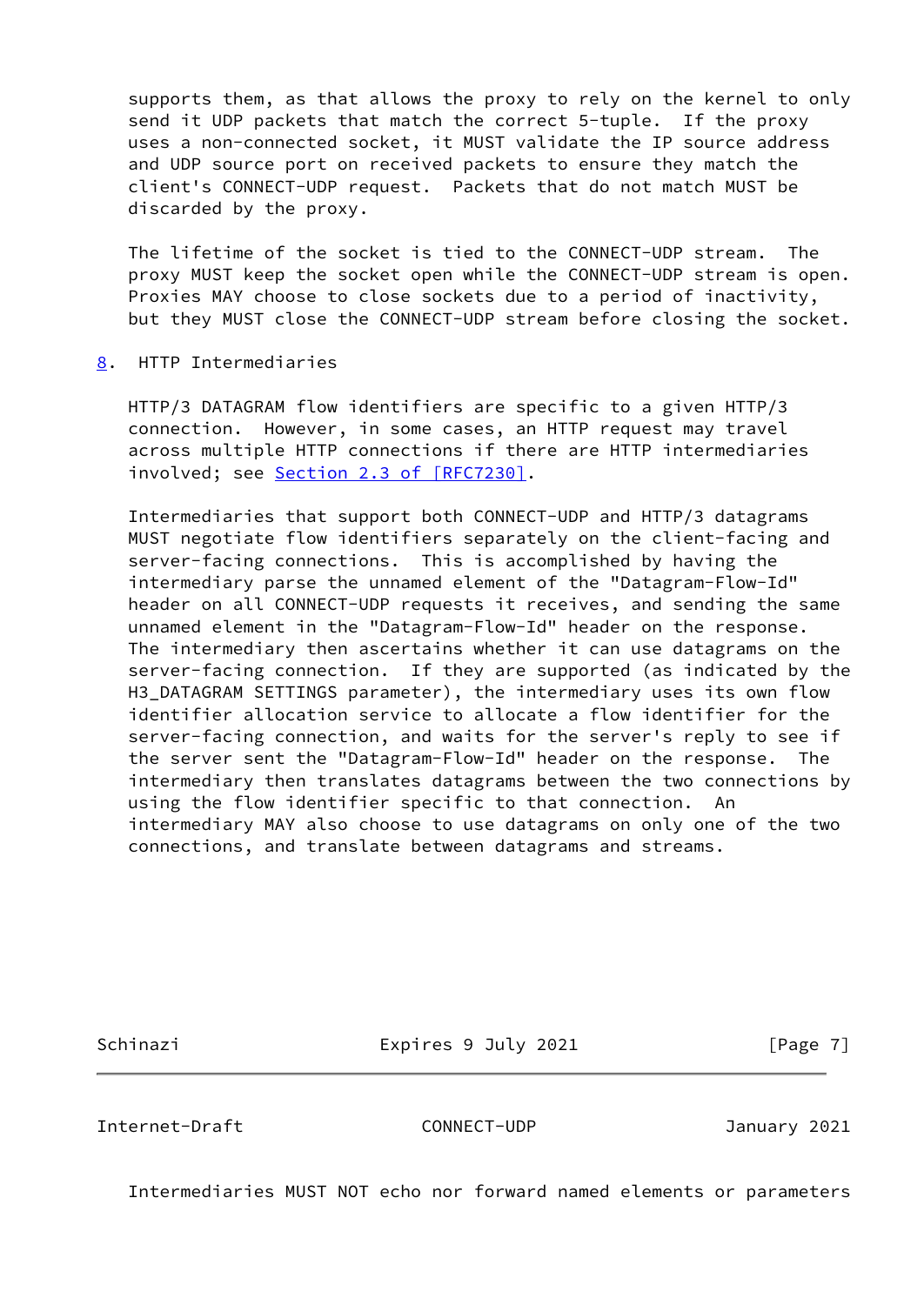supports them, as that allows the proxy to rely on the kernel to only send it UDP packets that match the correct 5-tuple. If the proxy uses a non-connected socket, it MUST validate the IP source address and UDP source port on received packets to ensure they match the client's CONNECT-UDP request. Packets that do not match MUST be discarded by the proxy.

The lifetime of the socket is tied to the CONNECT-UDP stream. The proxy MUST keep the socket open while the CONNECT-UDP stream is open. Proxies MAY choose to close sockets due to a period of inactivity, but they MUST close the CONNECT-UDP stream before closing the socket.

## 8. HTTP Intermediaries

HTTP/3 DATAGRAM flow identifiers are specific to a given HTTP/3 connection. However, in some cases, an HTTP request may travel across multiple HTTP connections if there are HTTP intermediaries involved; see Section 2.3 of [RFC7230].

Intermediaries that support both CONNECT-UDP and HTTP/3 datagrams MUST negotiate flow identifiers separately on the client-facing and server-facing connections. This is accomplished by having the intermediary parse the unnamed element of the "Datagram-Flow-Id" header on all CONNECT-UDP requests it receives, and sending the same unnamed element in the "Datagram-Flow-Id" header on the response. The intermediary then ascertains whether it can use datagrams on the server-facing connection. If they are supported (as indicated by the H3_DATAGRAM SETTINGS parameter), the intermediary uses its own flow identifier allocation service to allocate a flow identifier for the server-facing connection, and waits for the server's reply to see if the server sent the "Datagram-Flow-Id" header on the response. The intermediary then translates datagrams between the two connections by using the flow identifier specific to that connection. An intermediary MAY also choose to use datagrams on only one of the two connections, and translate between datagrams and streams.

Intermediaries MUST NOT echo nor forward named elements or parameters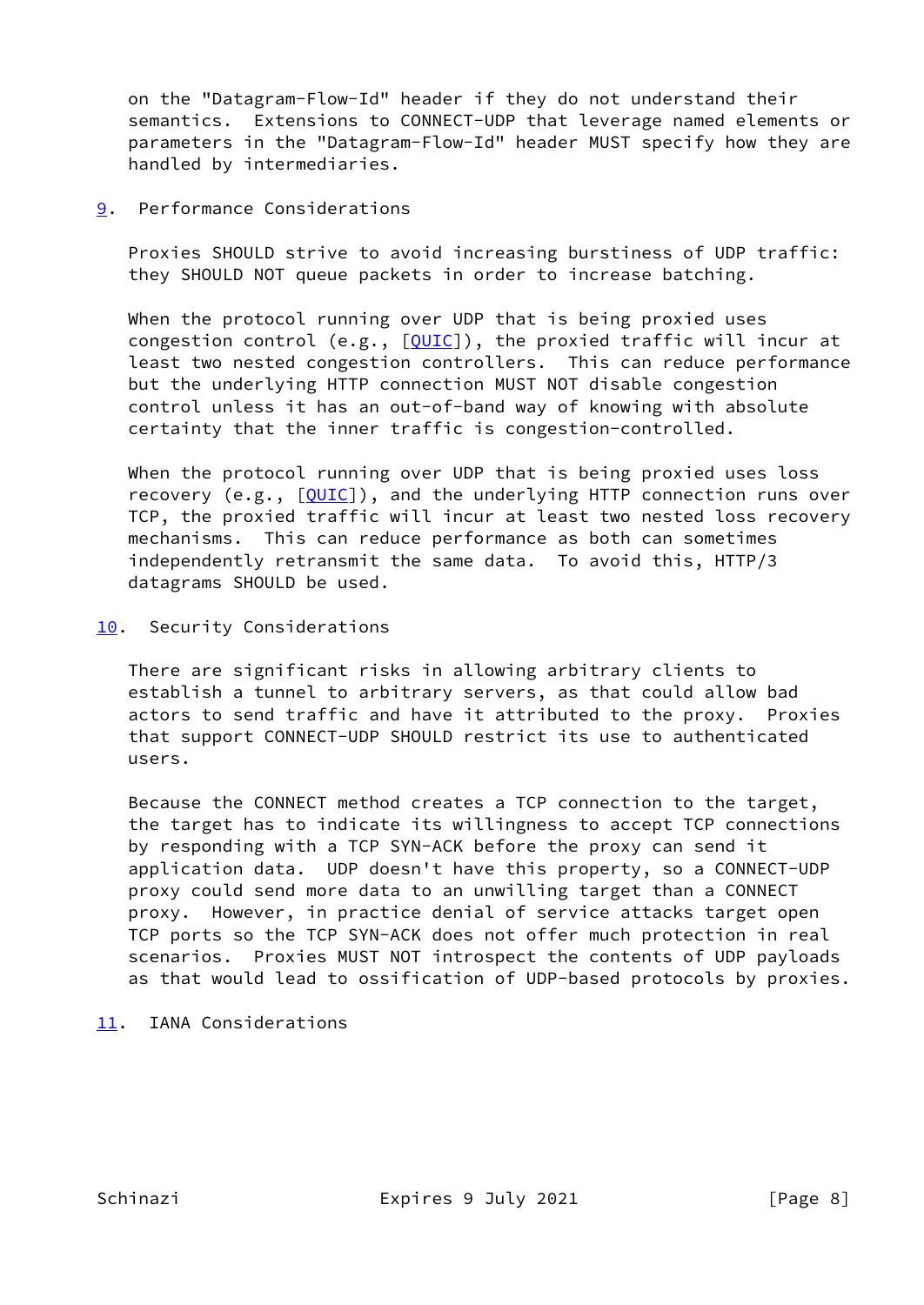on the "Datagram-Flow-Id" header if they do not understand their semantics. Extensions to CONNECT-UDP that leverage named elements or parameters in the "Datagram-Flow-Id" header MUST specify how they are handled by intermediaries.

## 9. Performance Considerations

Proxies SHOULD strive to avoid increasing burstiness of UDP traffic: they SHOULD NOT queue packets in order to increase batching.

When the protocol running over UDP that is being proxied uses congestion control (e.g., [QUIC]), the proxied traffic will incur at least two nested congestion controllers. This can reduce performance but the underlying HTTP connection MUST NOT disable congestion control unless it has an out-of-band way of knowing with absolute certainty that the inner traffic is congestion-controlled.

When the protocol running over UDP that is being proxied uses loss recovery (e.g., [QUIC]), and the underlying HTTP connection runs over TCP, the proxied traffic will incur at least two nested loss recovery mechanisms. This can reduce performance as both can sometimes independently retransmit the same data. To avoid this, HTTP/3 datagrams SHOULD be used.

## 10. Security Considerations

There are significant risks in allowing arbitrary clients to establish a tunnel to arbitrary servers, as that could allow bad actors to send traffic and have it attributed to the proxy. Proxies that support CONNECT-UDP SHOULD restrict its use to authenticated users.

Because the CONNECT method creates a TCP connection to the target, the target has to indicate its willingness to accept TCP connections by responding with a TCP SYN-ACK before the proxy can send it application data. UDP doesn't have this property, so a CONNECT-UDP proxy could send more data to an unwilling target than a CONNECT proxy. However, in practice denial of service attacks target open TCP ports so the TCP SYN-ACK does not offer much protection in real scenarios. Proxies MUST NOT introspect the contents of UDP payloads as that would lead to ossification of UDP-based protocols by proxies.

## 11. IANA Considerations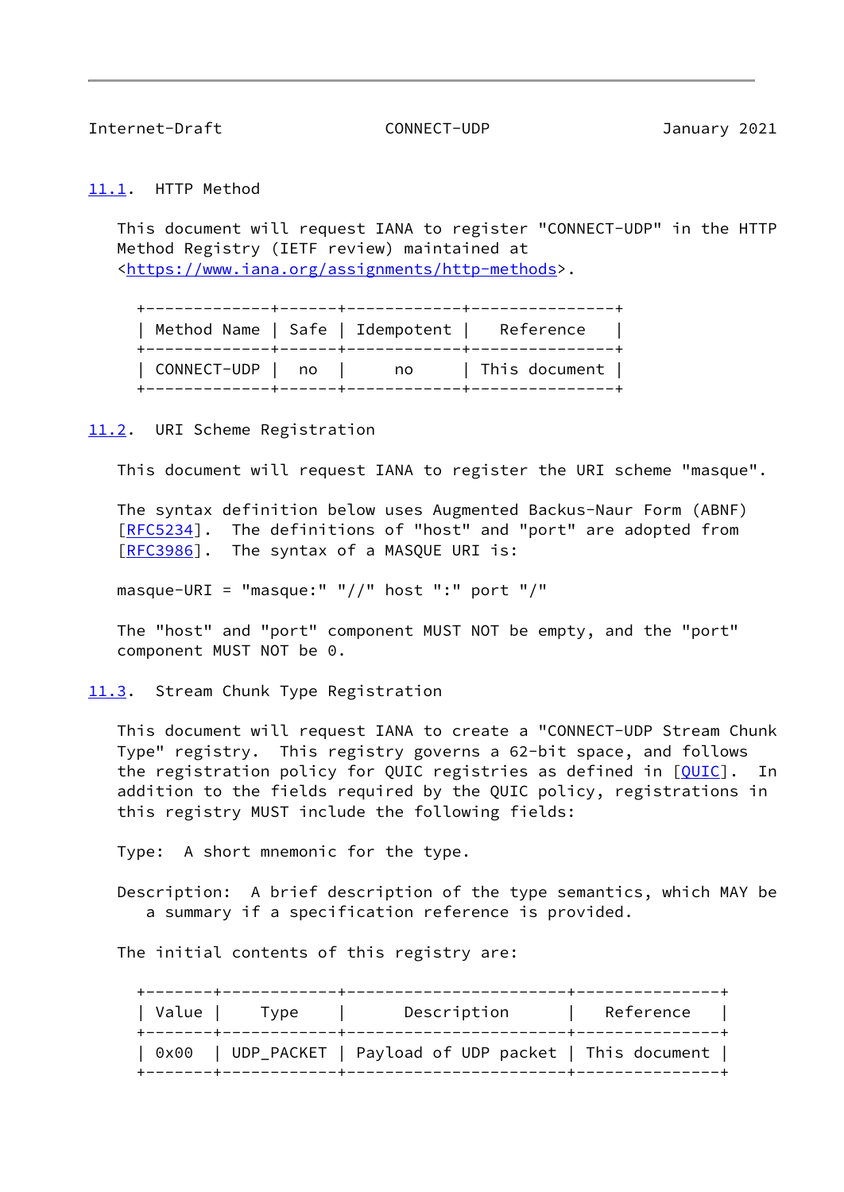### 11.1. HTTP Method

This document will request IANA to register "CONNECT-UDP" in the HTTP Method Registry (IETF review) maintained at <https://www.iana.org/assignments/http-methods>.

| Method Name | Safe | Idempotent | Reference |
|---|---|---|---|
| CONNECT-UDP | no | no | This document |

### 11.2. URI Scheme Registration

This document will request IANA to register the URI scheme "masque".

The syntax definition below uses Augmented Backus-Naur Form (ABNF) [RFC5234]. The definitions of "host" and "port" are adopted from [RFC3986]. The syntax of a MASQUE URI is:

```
masque-URI = "masque:" "//" host ":" port "/"
```

The "host" and "port" component MUST NOT be empty, and the "port" component MUST NOT be 0.

### 11.3. Stream Chunk Type Registration

This document will request IANA to create a "CONNECT-UDP Stream Chunk Type" registry. This registry governs a 62-bit space, and follows the registration policy for QUIC registries as defined in [QUIC]. In addition to the fields required by the QUIC policy, registrations in this registry MUST include the following fields:

Type: A short mnemonic for the type.

Description: A brief description of the type semantics, which MAY be a summary if a specification reference is provided.

The initial contents of this registry are:

| Value | Type | Description | Reference |
|---|---|---|---|
| 0x00 | UDP_PACKET | Payload of UDP packet | This document |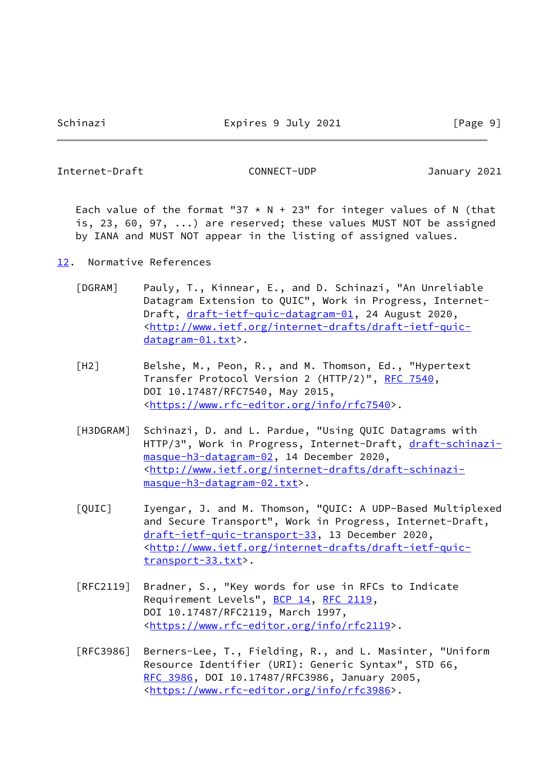Each value of the format "37 * N + 23" for integer values of N (that is, 23, 60, 97, ...) are reserved; these values MUST NOT be assigned by IANA and MUST NOT appear in the listing of assigned values.

## 12. Normative References

[DGRAM] Pauly, T., Kinnear, E., and D. Schinazi, "An Unreliable Datagram Extension to QUIC", Work in Progress, Internet-Draft, draft-ietf-quic-datagram-01, 24 August 2020, <http://www.ietf.org/internet-drafts/draft-ietf-quic-datagram-01.txt>.

[H2] Belshe, M., Peon, R., and M. Thomson, Ed., "Hypertext Transfer Protocol Version 2 (HTTP/2)", RFC 7540, DOI 10.17487/RFC7540, May 2015, <https://www.rfc-editor.org/info/rfc7540>.

[H3DGRAM] Schinazi, D. and L. Pardue, "Using QUIC Datagrams with HTTP/3", Work in Progress, Internet-Draft, draft-schinazi-masque-h3-datagram-02, 14 December 2020, <http://www.ietf.org/internet-drafts/draft-schinazi-masque-h3-datagram-02.txt>.

[QUIC] Iyengar, J. and M. Thomson, "QUIC: A UDP-Based Multiplexed and Secure Transport", Work in Progress, Internet-Draft, draft-ietf-quic-transport-33, 13 December 2020, <http://www.ietf.org/internet-drafts/draft-ietf-quic-transport-33.txt>.

[RFC2119] Bradner, S., "Key words for use in RFCs to Indicate Requirement Levels", BCP 14, RFC 2119, DOI 10.17487/RFC2119, March 1997, <https://www.rfc-editor.org/info/rfc2119>.

[RFC3986] Berners-Lee, T., Fielding, R., and L. Masinter, "Uniform Resource Identifier (URI): Generic Syntax", STD 66, RFC 3986, DOI 10.17487/RFC3986, January 2005, <https://www.rfc-editor.org/info/rfc3986>.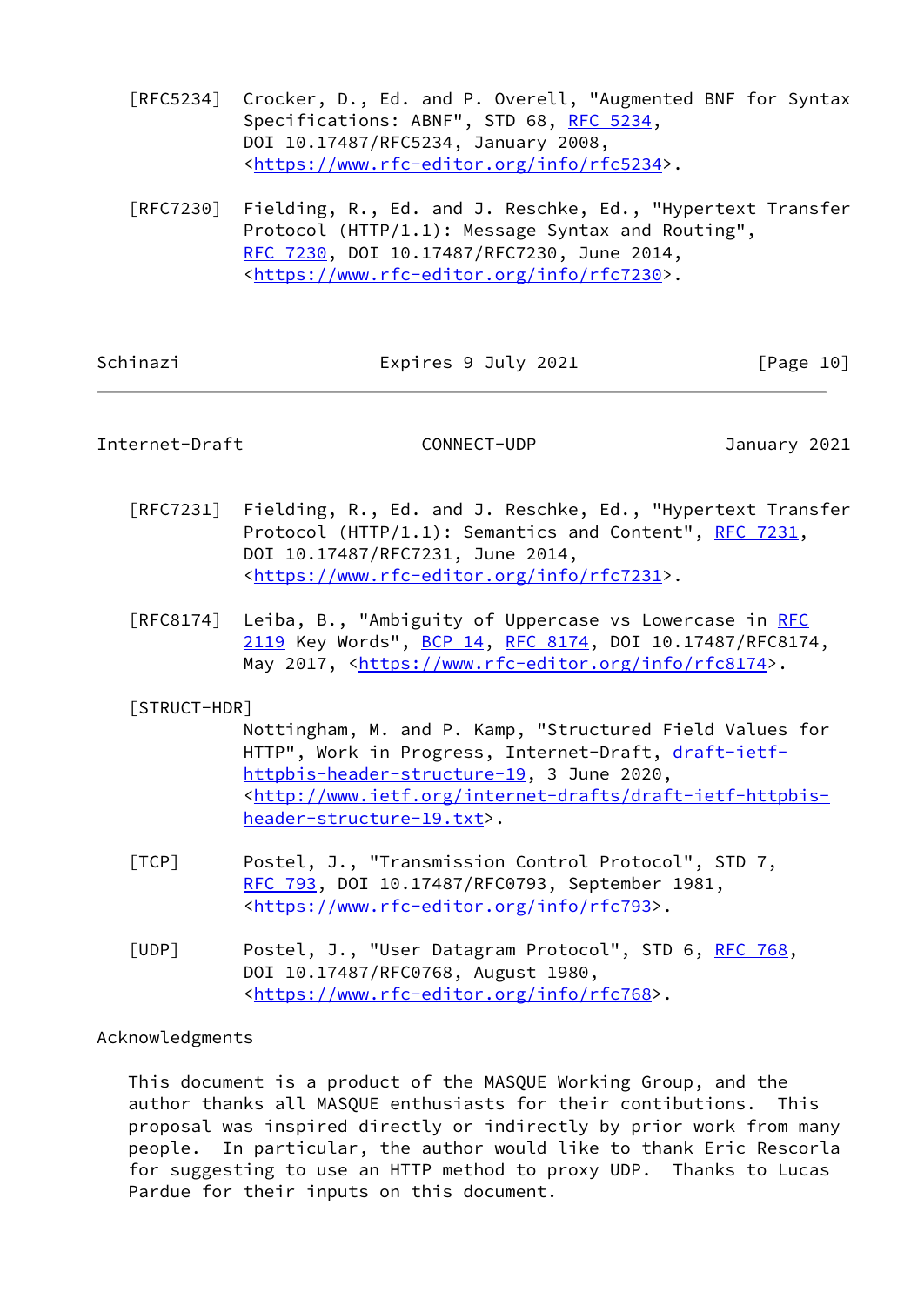[RFC5234] Crocker, D., Ed. and P. Overell, "Augmented BNF for Syntax Specifications: ABNF", STD 68, RFC 5234, DOI 10.17487/RFC5234, January 2008, <https://www.rfc-editor.org/info/rfc5234>.

[RFC7230] Fielding, R., Ed. and J. Reschke, Ed., "Hypertext Transfer Protocol (HTTP/1.1): Message Syntax and Routing", RFC 7230, DOI 10.17487/RFC7230, June 2014, <https://www.rfc-editor.org/info/rfc7230>.

[RFC7231] Fielding, R., Ed. and J. Reschke, Ed., "Hypertext Transfer Protocol (HTTP/1.1): Semantics and Content", RFC 7231, DOI 10.17487/RFC7231, June 2014, <https://www.rfc-editor.org/info/rfc7231>.

[RFC8174] Leiba, B., "Ambiguity of Uppercase vs Lowercase in RFC 2119 Key Words", BCP 14, RFC 8174, DOI 10.17487/RFC8174, May 2017, <https://www.rfc-editor.org/info/rfc8174>.

[STRUCT-HDR] Nottingham, M. and P. Kamp, "Structured Field Values for HTTP", Work in Progress, Internet-Draft, draft-ietf-httpbis-header-structure-19, 3 June 2020, <http://www.ietf.org/internet-drafts/draft-ietf-httpbis-header-structure-19.txt>.

[TCP] Postel, J., "Transmission Control Protocol", STD 7, RFC 793, DOI 10.17487/RFC0793, September 1981, <https://www.rfc-editor.org/info/rfc793>.

[UDP] Postel, J., "User Datagram Protocol", STD 6, RFC 768, DOI 10.17487/RFC0768, August 1980, <https://www.rfc-editor.org/info/rfc768>.

## Acknowledgments

This document is a product of the MASQUE Working Group, and the author thanks all MASQUE enthusiasts for their contibutions. This proposal was inspired directly or indirectly by prior work from many people. In particular, the author would like to thank Eric Rescorla for suggesting to use an HTTP method to proxy UDP. Thanks to Lucas Pardue for their inputs on this document.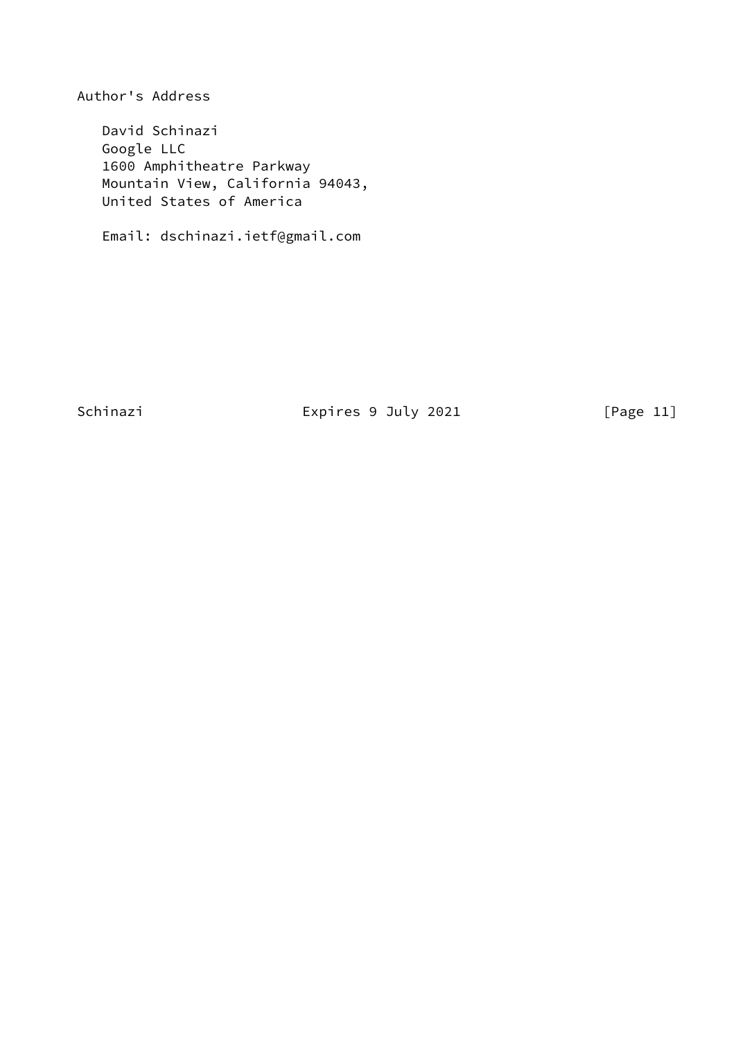## Author's Address

David Schinazi
Google LLC
1600 Amphitheatre Parkway
Mountain View, California 94043,
United States of America

Email: dschinazi.ietf@gmail.com